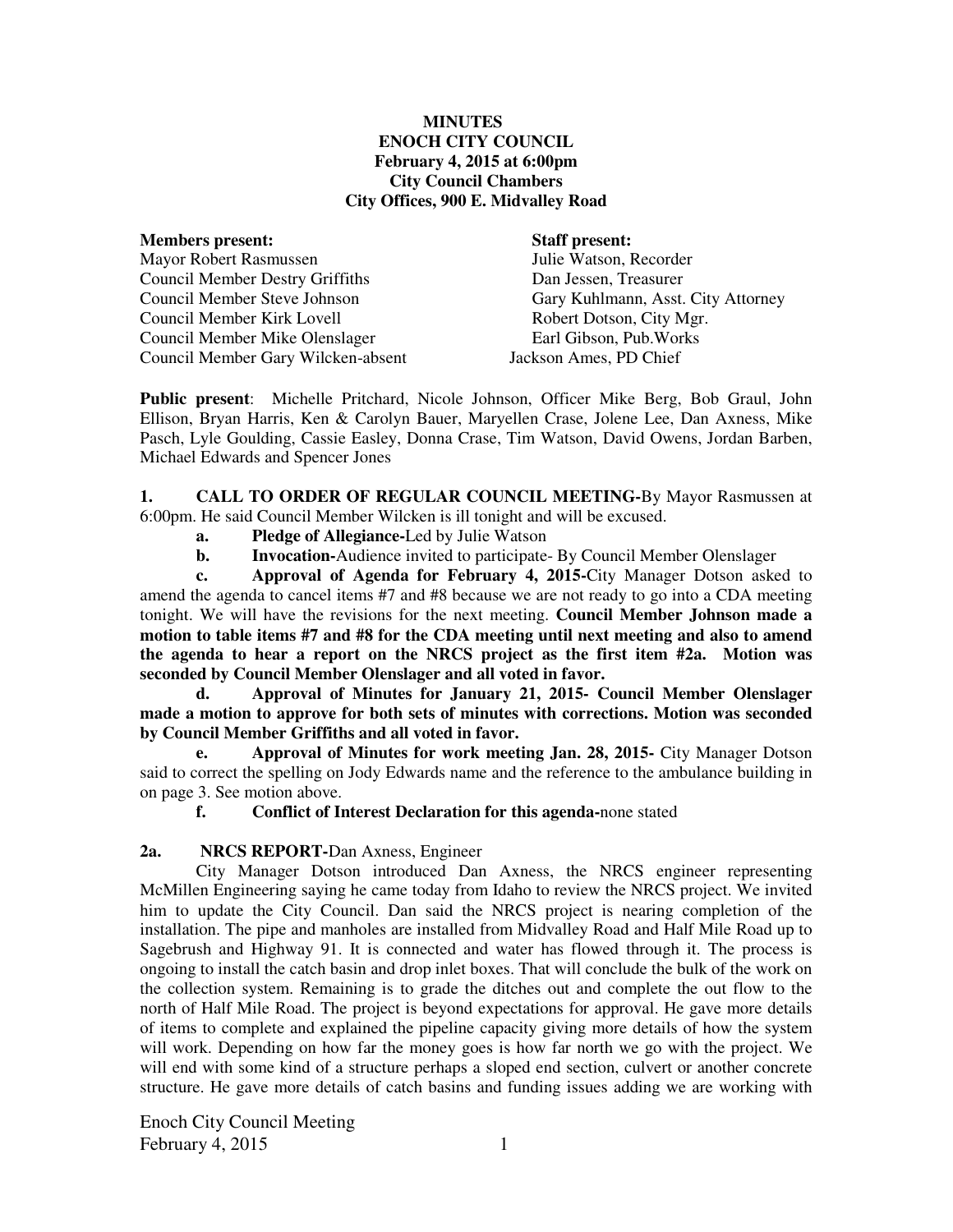**MINUTES**
**ENOCH CITY COUNCIL**
**February 4, 2015 at 6:00pm**
**City Council Chambers**
**City Offices, 900 E. Midvalley Road**

**Members present:**
Mayor Robert Rasmussen
Council Member Destry Griffiths
Council Member Steve Johnson
Council Member Kirk Lovell
Council Member Mike Olenslager
Council Member Gary Wilcken-absent

**Staff present:**
Julie Watson, Recorder
Dan Jessen, Treasurer
Gary Kuhlmann, Asst. City Attorney
Robert Dotson, City Mgr.
Earl Gibson, Pub.Works
Jackson Ames, PD Chief

**Public present**: Michelle Pritchard, Nicole Johnson, Officer Mike Berg, Bob Graul, John Ellison, Bryan Harris, Ken & Carolyn Bauer, Maryellen Crase, Jolene Lee, Dan Axness, Mike Pasch, Lyle Goulding, Cassie Easley, Donna Crase, Tim Watson, David Owens, Jordan Barben, Michael Edwards and Spencer Jones

**1. CALL TO ORDER OF REGULAR COUNCIL MEETING-**By Mayor Rasmussen at 6:00pm. He said Council Member Wilcken is ill tonight and will be excused.

- **a. Pledge of Allegiance-**Led by Julie Watson
- **b. Invocation-**Audience invited to participate- By Council Member Olenslager
- **c. Approval of Agenda for February 4, 2015-**City Manager Dotson asked to amend the agenda to cancel items #7 and #8 because we are not ready to go into a CDA meeting tonight. We will have the revisions for the next meeting. **Council Member Johnson made a motion to table items #7 and #8 for the CDA meeting until next meeting and also to amend the agenda to hear a report on the NRCS project as the first item #2a. Motion was seconded by Council Member Olenslager and all voted in favor.**
- **d. Approval of Minutes for January 21, 2015- Council Member Olenslager made a motion to approve for both sets of minutes with corrections. Motion was seconded by Council Member Griffiths and all voted in favor.**
- **e. Approval of Minutes for work meeting Jan. 28, 2015-** City Manager Dotson said to correct the spelling on Jody Edwards name and the reference to the ambulance building in on page 3. See motion above.
- **f. Conflict of Interest Declaration for this agenda-**none stated

**2a. NRCS REPORT-**Dan Axness, Engineer

City Manager Dotson introduced Dan Axness, the NRCS engineer representing McMillen Engineering saying he came today from Idaho to review the NRCS project. We invited him to update the City Council. Dan said the NRCS project is nearing completion of the installation. The pipe and manholes are installed from Midvalley Road and Half Mile Road up to Sagebrush and Highway 91. It is connected and water has flowed through it. The process is ongoing to install the catch basin and drop inlet boxes. That will conclude the bulk of the work on the collection system. Remaining is to grade the ditches out and complete the out flow to the north of Half Mile Road. The project is beyond expectations for approval. He gave more details of items to complete and explained the pipeline capacity giving more details of how the system will work. Depending on how far the money goes is how far north we go with the project. We will end with some kind of a structure perhaps a sloped end section, culvert or another concrete structure. He gave more details of catch basins and funding issues adding we are working with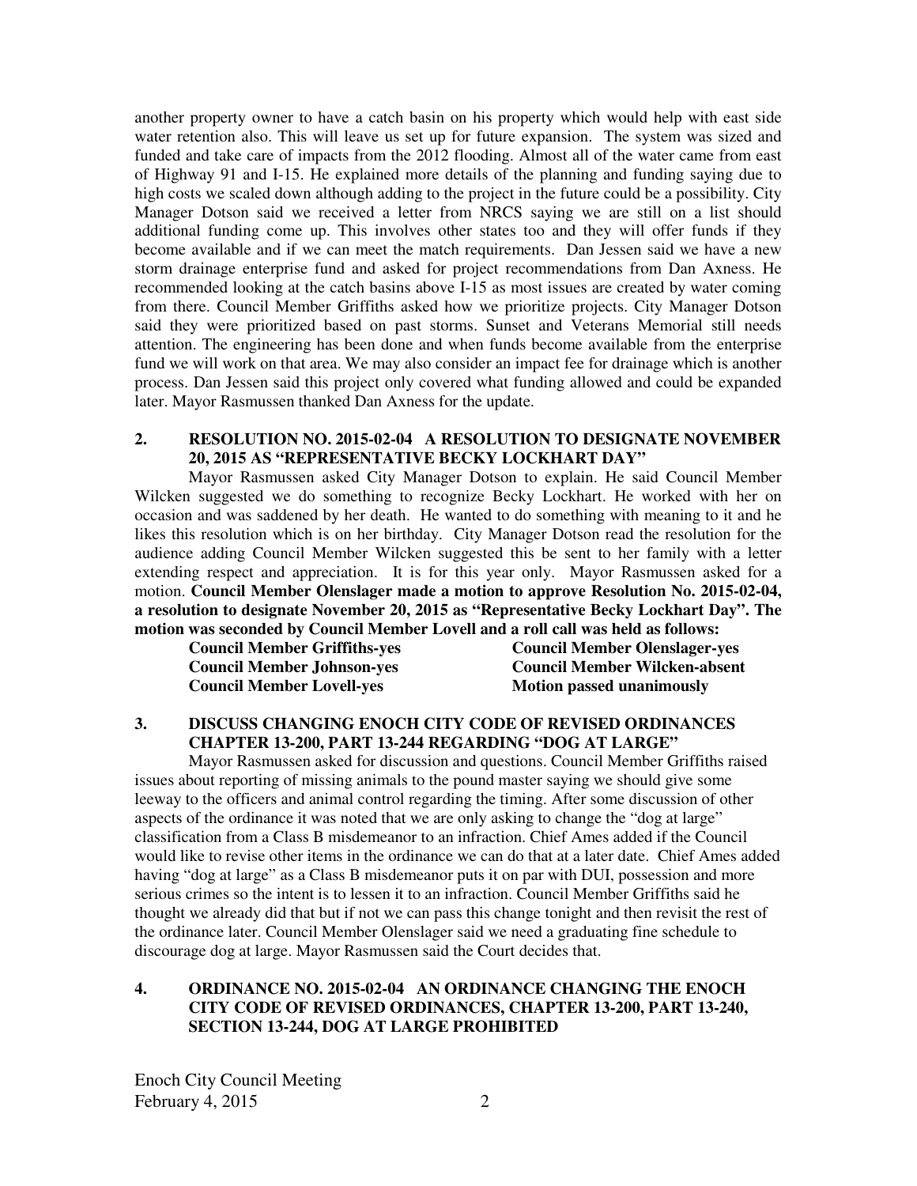another property owner to have a catch basin on his property which would help with east side water retention also. This will leave us set up for future expansion. The system was sized and funded and take care of impacts from the 2012 flooding. Almost all of the water came from east of Highway 91 and I-15. He explained more details of the planning and funding saying due to high costs we scaled down although adding to the project in the future could be a possibility. City Manager Dotson said we received a letter from NRCS saying we are still on a list should additional funding come up. This involves other states too and they will offer funds if they become available and if we can meet the match requirements. Dan Jessen said we have a new storm drainage enterprise fund and asked for project recommendations from Dan Axness. He recommended looking at the catch basins above I-15 as most issues are created by water coming from there. Council Member Griffiths asked how we prioritize projects. City Manager Dotson said they were prioritized based on past storms. Sunset and Veterans Memorial still needs attention. The engineering has been done and when funds become available from the enterprise fund we will work on that area. We may also consider an impact fee for drainage which is another process. Dan Jessen said this project only covered what funding allowed and could be expanded later. Mayor Rasmussen thanked Dan Axness for the update.

## 2. RESOLUTION NO. 2015-02-04 A RESOLUTION TO DESIGNATE NOVEMBER 20, 2015 AS "REPRESENTATIVE BECKY LOCKHART DAY"

Mayor Rasmussen asked City Manager Dotson to explain. He said Council Member Wilcken suggested we do something to recognize Becky Lockhart. He worked with her on occasion and was saddened by her death. He wanted to do something with meaning to it and he likes this resolution which is on her birthday. City Manager Dotson read the resolution for the audience adding Council Member Wilcken suggested this be sent to her family with a letter extending respect and appreciation. It is for this year only. Mayor Rasmussen asked for a motion. **Council Member Olenslager made a motion to approve Resolution No. 2015-02-04, a resolution to designate November 20, 2015 as "Representative Becky Lockhart Day". The motion was seconded by Council Member Lovell and a roll call was held as follows:**

**Council Member Griffiths-yes**
**Council Member Olenslager-yes**
**Council Member Johnson-yes**
**Council Member Wilcken-absent**
**Council Member Lovell-yes**
**Motion passed unanimously**

## 3. DISCUSS CHANGING ENOCH CITY CODE OF REVISED ORDINANCES CHAPTER 13-200, PART 13-244 REGARDING "DOG AT LARGE"

Mayor Rasmussen asked for discussion and questions. Council Member Griffiths raised issues about reporting of missing animals to the pound master saying we should give some leeway to the officers and animal control regarding the timing. After some discussion of other aspects of the ordinance it was noted that we are only asking to change the "dog at large" classification from a Class B misdemeanor to an infraction. Chief Ames added if the Council would like to revise other items in the ordinance we can do that at a later date. Chief Ames added having "dog at large" as a Class B misdemeanor puts it on par with DUI, possession and more serious crimes so the intent is to lessen it to an infraction. Council Member Griffiths said he thought we already did that but if not we can pass this change tonight and then revisit the rest of the ordinance later. Council Member Olenslager said we need a graduating fine schedule to discourage dog at large. Mayor Rasmussen said the Court decides that.

## 4. ORDINANCE NO. 2015-02-04 AN ORDINANCE CHANGING THE ENOCH CITY CODE OF REVISED ORDINANCES, CHAPTER 13-200, PART 13-240, SECTION 13-244, DOG AT LARGE PROHIBITED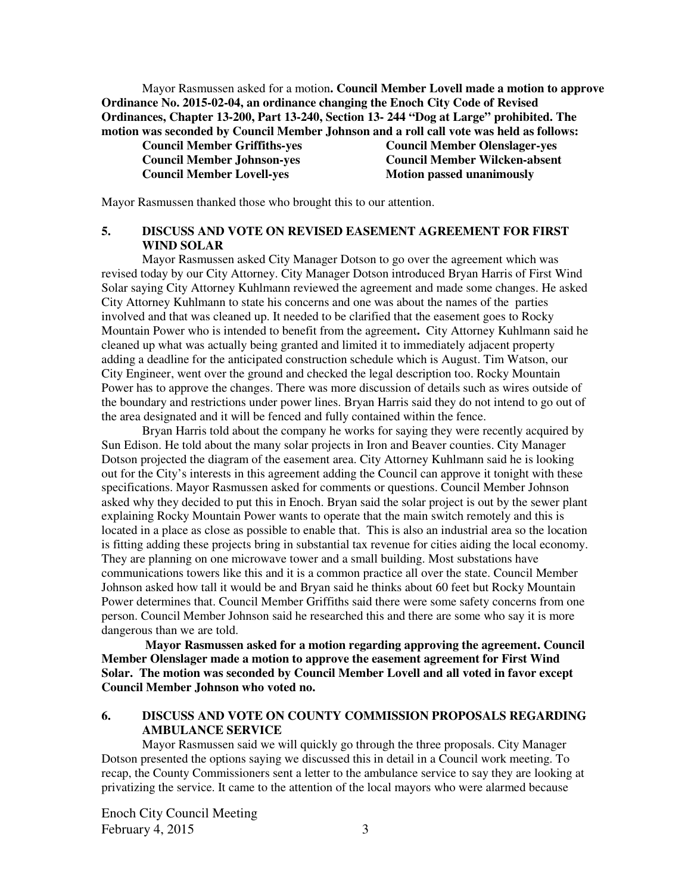Mayor Rasmussen asked for a motion**. Council Member Lovell made a motion to approve Ordinance No. 2015-02-04, an ordinance changing the Enoch City Code of Revised Ordinances, Chapter 13-200, Part 13-240, Section 13- 244 "Dog at Large" prohibited. The motion was seconded by Council Member Johnson and a roll call vote was held as follows:**

| | |
|---|---|
| **Council Member Griffiths-yes** | **Council Member Olenslager-yes** |
| **Council Member Johnson-yes** | **Council Member Wilcken-absent** |
| **Council Member Lovell-yes** | **Motion passed unanimously** |

Mayor Rasmussen thanked those who brought this to our attention.

## 5. DISCUSS AND VOTE ON REVISED EASEMENT AGREEMENT FOR FIRST WIND SOLAR

Mayor Rasmussen asked City Manager Dotson to go over the agreement which was revised today by our City Attorney. City Manager Dotson introduced Bryan Harris of First Wind Solar saying City Attorney Kuhlmann reviewed the agreement and made some changes. He asked City Attorney Kuhlmann to state his concerns and one was about the names of the parties involved and that was cleaned up. It needed to be clarified that the easement goes to Rocky Mountain Power who is intended to benefit from the agreement**.** City Attorney Kuhlmann said he cleaned up what was actually being granted and limited it to immediately adjacent property adding a deadline for the anticipated construction schedule which is August. Tim Watson, our City Engineer, went over the ground and checked the legal description too. Rocky Mountain Power has to approve the changes. There was more discussion of details such as wires outside of the boundary and restrictions under power lines. Bryan Harris said they do not intend to go out of the area designated and it will be fenced and fully contained within the fence.

Bryan Harris told about the company he works for saying they were recently acquired by Sun Edison. He told about the many solar projects in Iron and Beaver counties. City Manager Dotson projected the diagram of the easement area. City Attorney Kuhlmann said he is looking out for the City's interests in this agreement adding the Council can approve it tonight with these specifications. Mayor Rasmussen asked for comments or questions. Council Member Johnson asked why they decided to put this in Enoch. Bryan said the solar project is out by the sewer plant explaining Rocky Mountain Power wants to operate that the main switch remotely and this is located in a place as close as possible to enable that. This is also an industrial area so the location is fitting adding these projects bring in substantial tax revenue for cities aiding the local economy. They are planning on one microwave tower and a small building. Most substations have communications towers like this and it is a common practice all over the state. Council Member Johnson asked how tall it would be and Bryan said he thinks about 60 feet but Rocky Mountain Power determines that. Council Member Griffiths said there were some safety concerns from one person. Council Member Johnson said he researched this and there are some who say it is more dangerous than we are told.

**Mayor Rasmussen asked for a motion regarding approving the agreement. Council Member Olenslager made a motion to approve the easement agreement for First Wind Solar. The motion was seconded by Council Member Lovell and all voted in favor except Council Member Johnson who voted no.**

## 6. DISCUSS AND VOTE ON COUNTY COMMISSION PROPOSALS REGARDING AMBULANCE SERVICE

Mayor Rasmussen said we will quickly go through the three proposals. City Manager Dotson presented the options saying we discussed this in detail in a Council work meeting. To recap, the County Commissioners sent a letter to the ambulance service to say they are looking at privatizing the service. It came to the attention of the local mayors who were alarmed because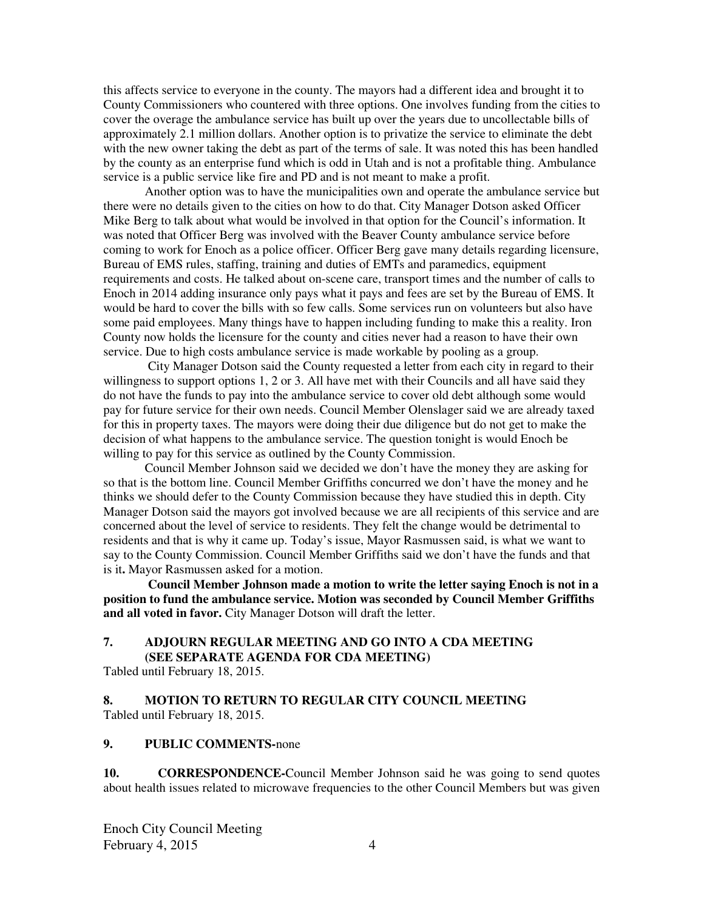this affects service to everyone in the county. The mayors had a different idea and brought it to County Commissioners who countered with three options. One involves funding from the cities to cover the overage the ambulance service has built up over the years due to uncollectable bills of approximately 2.1 million dollars. Another option is to privatize the service to eliminate the debt with the new owner taking the debt as part of the terms of sale. It was noted this has been handled by the county as an enterprise fund which is odd in Utah and is not a profitable thing. Ambulance service is a public service like fire and PD and is not meant to make a profit.

Another option was to have the municipalities own and operate the ambulance service but there were no details given to the cities on how to do that. City Manager Dotson asked Officer Mike Berg to talk about what would be involved in that option for the Council's information. It was noted that Officer Berg was involved with the Beaver County ambulance service before coming to work for Enoch as a police officer. Officer Berg gave many details regarding licensure, Bureau of EMS rules, staffing, training and duties of EMTs and paramedics, equipment requirements and costs. He talked about on-scene care, transport times and the number of calls to Enoch in 2014 adding insurance only pays what it pays and fees are set by the Bureau of EMS. It would be hard to cover the bills with so few calls. Some services run on volunteers but also have some paid employees. Many things have to happen including funding to make this a reality. Iron County now holds the licensure for the county and cities never had a reason to have their own service. Due to high costs ambulance service is made workable by pooling as a group.

City Manager Dotson said the County requested a letter from each city in regard to their willingness to support options 1, 2 or 3. All have met with their Councils and all have said they do not have the funds to pay into the ambulance service to cover old debt although some would pay for future service for their own needs. Council Member Olenslager said we are already taxed for this in property taxes. The mayors were doing their due diligence but do not get to make the decision of what happens to the ambulance service. The question tonight is would Enoch be willing to pay for this service as outlined by the County Commission.

Council Member Johnson said we decided we don't have the money they are asking for so that is the bottom line. Council Member Griffiths concurred we don't have the money and he thinks we should defer to the County Commission because they have studied this in depth. City Manager Dotson said the mayors got involved because we are all recipients of this service and are concerned about the level of service to residents. They felt the change would be detrimental to residents and that is why it came up. Today's issue, Mayor Rasmussen said, is what we want to say to the County Commission. Council Member Griffiths said we don't have the funds and that is it**.** Mayor Rasmussen asked for a motion.

**Council Member Johnson made a motion to write the letter saying Enoch is not in a position to fund the ambulance service. Motion was seconded by Council Member Griffiths and all voted in favor.** City Manager Dotson will draft the letter.

**7. ADJOURN REGULAR MEETING AND GO INTO A CDA MEETING (SEE SEPARATE AGENDA FOR CDA MEETING)**

Tabled until February 18, 2015.

**8. MOTION TO RETURN TO REGULAR CITY COUNCIL MEETING**

Tabled until February 18, 2015.

**9. PUBLIC COMMENTS-**none

**10. CORRESPONDENCE-**Council Member Johnson said he was going to send quotes about health issues related to microwave frequencies to the other Council Members but was given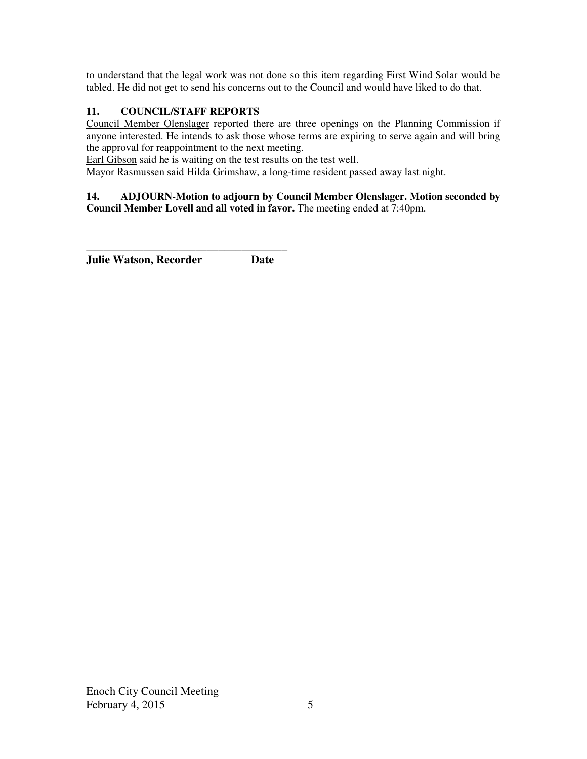to understand that the legal work was not done so this item regarding First Wind Solar would be tabled. He did not get to send his concerns out to the Council and would have liked to do that.

**11. COUNCIL/STAFF REPORTS**

Council Member Olenslager reported there are three openings on the Planning Commission if anyone interested. He intends to ask those whose terms are expiring to serve again and will bring the approval for reappointment to the next meeting.

Earl Gibson said he is waiting on the test results on the test well.

Mayor Rasmussen said Hilda Grimshaw, a long-time resident passed away last night.

**14. ADJOURN-Motion to adjourn by Council Member Olenslager. Motion seconded by Council Member Lovell and all voted in favor.** The meeting ended at 7:40pm.

_____________________________________

**Julie Watson, Recorder Date**